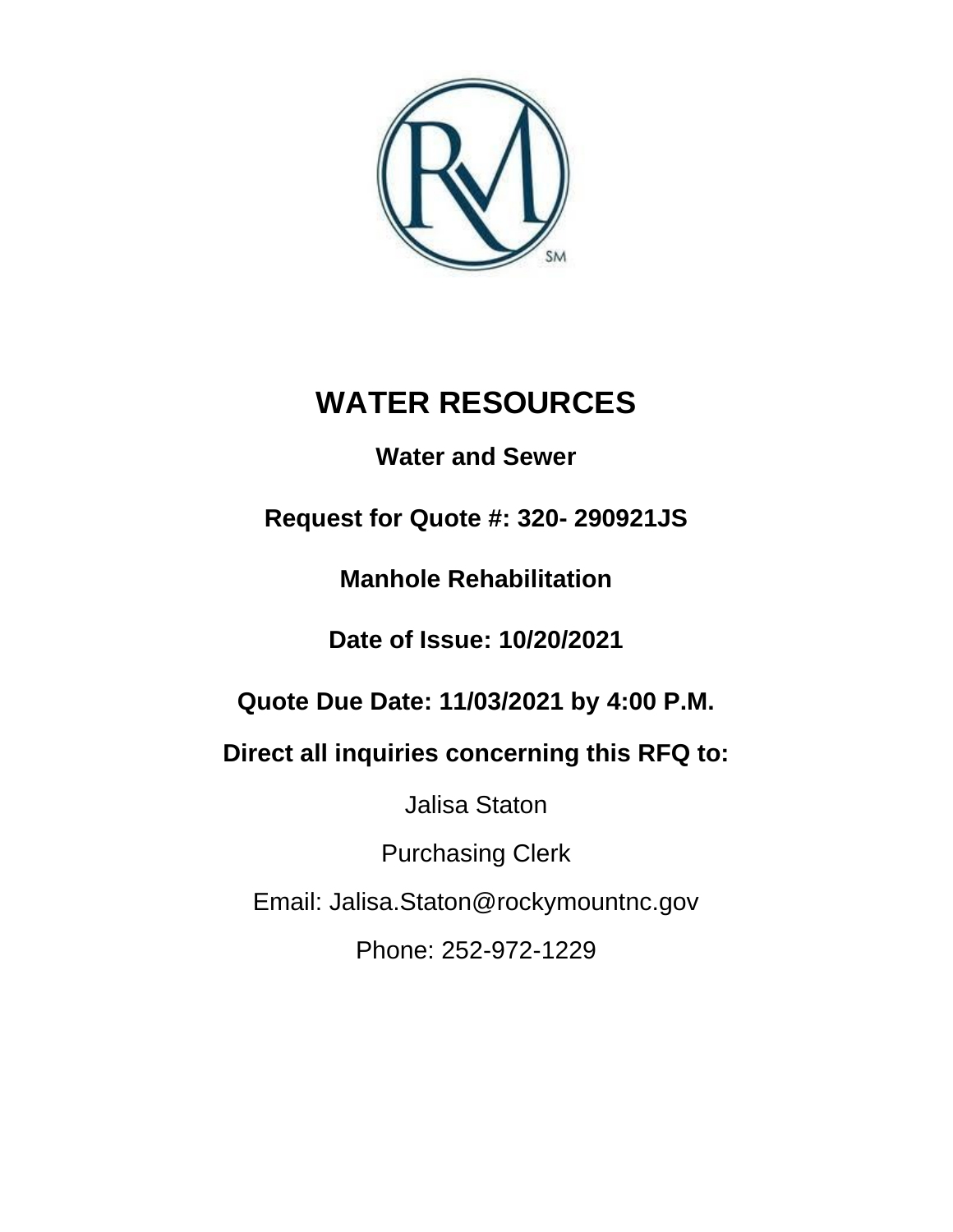# WATER RESOURCES

**Water and Sewer**

**Request for Quote #: 320- 290921JS**

**Manhole Rehabilitation**

**Date of Issue: 10/20/2021**

**Quote Due Date: 11/03/2021 by 4:00 P.M.**

**Direct all inquiries concerning this RFQ to:**

Jalisa Staton

Purchasing Clerk

Email: Jalisa.Staton@rockymountnc.gov

Phone: 252-972-1229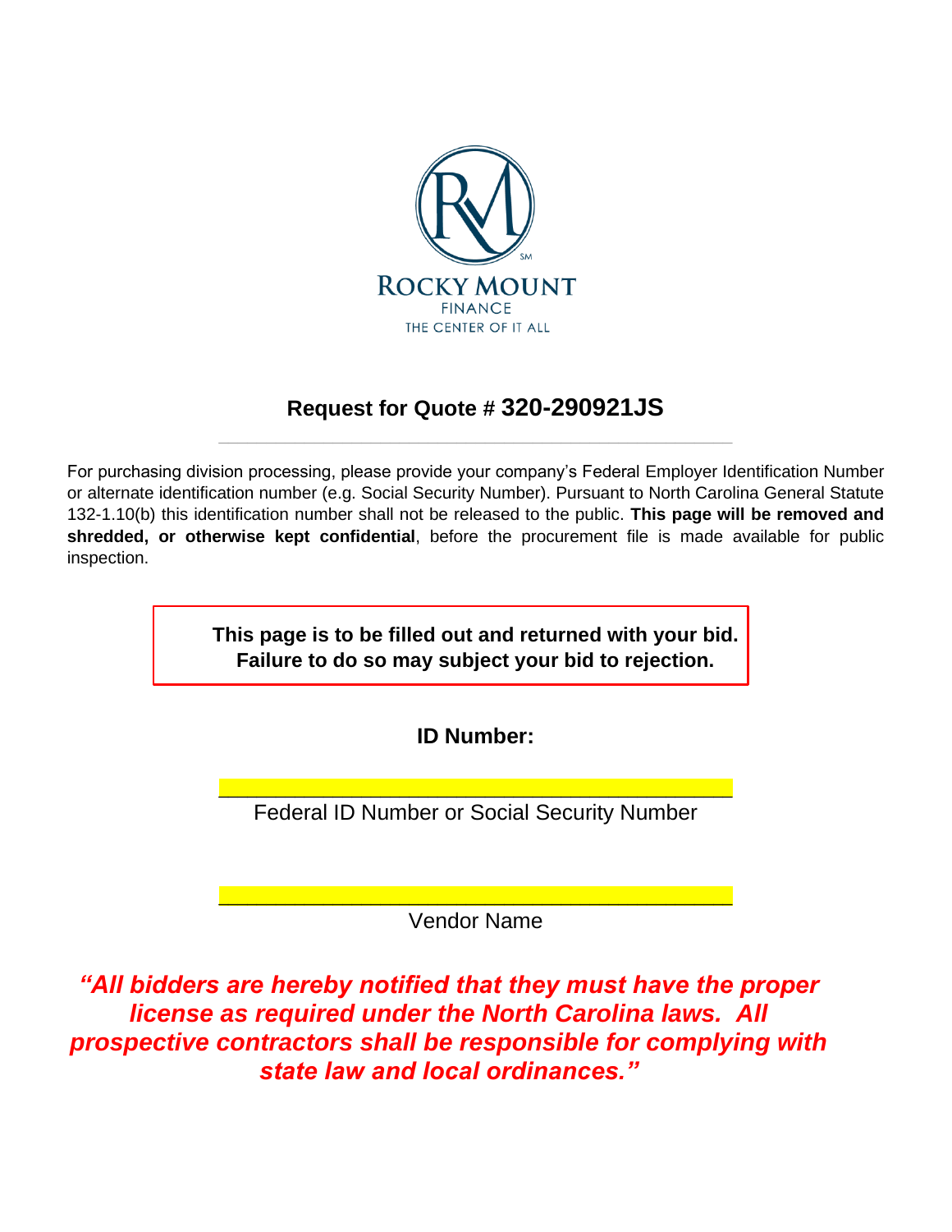ROCKY MOUNT

FINANCE

THE CENTER OF IT ALL

## Request for Quote # 320-290921JS

---

For purchasing division processing, please provide your company's Federal Employer Identification Number or alternate identification number (e.g. Social Security Number). Pursuant to North Carolina General Statute 132-1.10(b) this identification number shall not be released to the public. **This page will be removed and shredded, or otherwise kept confidential**, before the procurement file is made available for public inspection.

**This page is to be filled out and returned with your bid. Failure to do so may subject your bid to rejection.**

**ID Number:**

\_\_\_\_\_\_\_\_\_\_\_\_\_\_\_\_\_\_\_\_\_\_\_\_\_\_\_\_\_\_\_\_\_\_\_\_\_\_\_\_

Federal ID Number or Social Security Number

\_\_\_\_\_\_\_\_\_\_\_\_\_\_\_\_\_\_\_\_\_\_\_\_\_\_\_\_\_\_\_\_\_\_\_\_\_\_\_\_

Vendor Name

***"All bidders are hereby notified that they must have the proper license as required under the North Carolina laws. All prospective contractors shall be responsible for complying with state law and local ordinances."***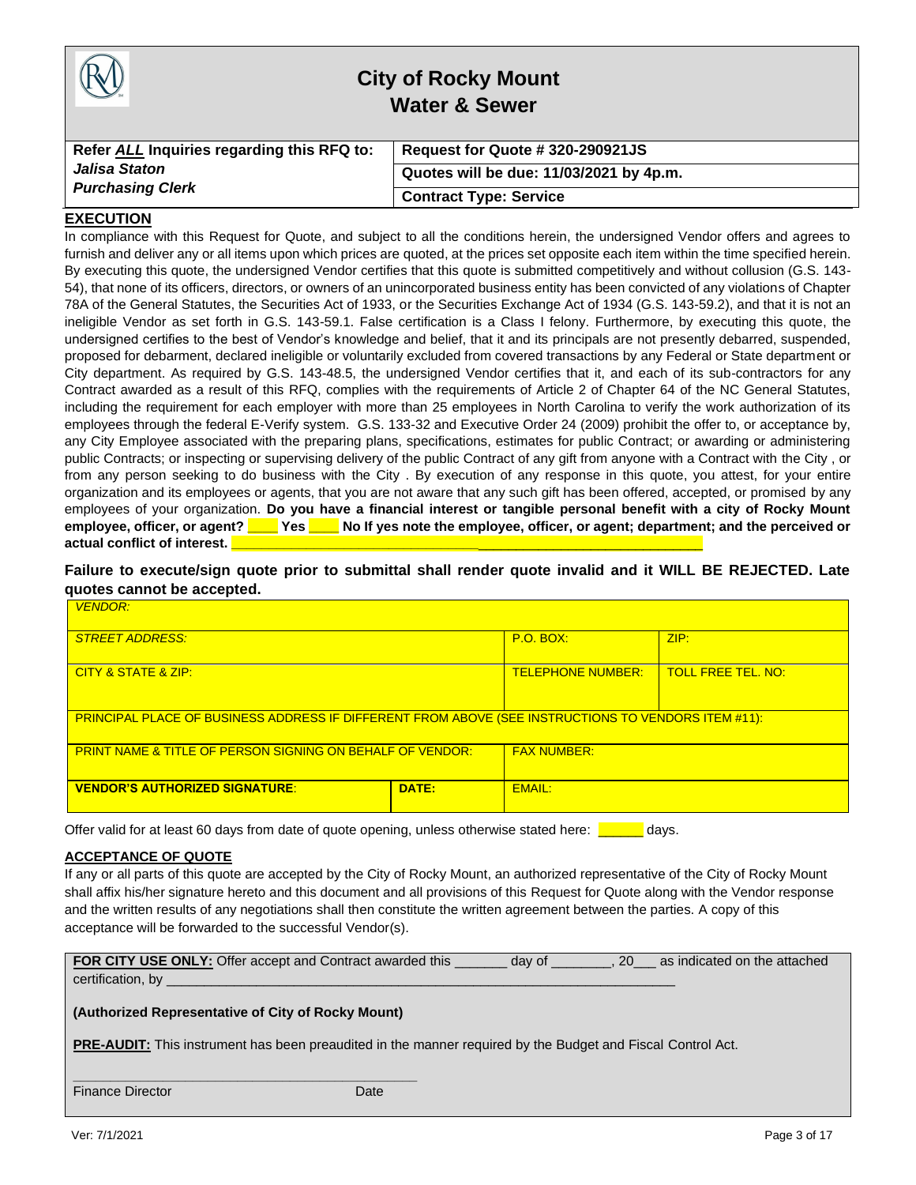# City of Rocky Mount
## Water & Sewer

| Refer *ALL* Inquiries regarding this RFQ to: *Jalisa Staton* *Purchasing Clerk* | Request for Quote # 320-290921JS |
|---|---|
| | Quotes will be due: 11/03/2021 by 4p.m. |
| | Contract Type: Service |

### EXECUTION

In compliance with this Request for Quote, and subject to all the conditions herein, the undersigned Vendor offers and agrees to furnish and deliver any or all items upon which prices are quoted, at the prices set opposite each item within the time specified herein. By executing this quote, the undersigned Vendor certifies that this quote is submitted competitively and without collusion (G.S. 143-54), that none of its officers, directors, or owners of an unincorporated business entity has been convicted of any violations of Chapter 78A of the General Statutes, the Securities Act of 1933, or the Securities Exchange Act of 1934 (G.S. 143-59.2), and that it is not an ineligible Vendor as set forth in G.S. 143-59.1. False certification is a Class I felony. Furthermore, by executing this quote, the undersigned certifies to the best of Vendor's knowledge and belief, that it and its principals are not presently debarred, suspended, proposed for debarment, declared ineligible or voluntarily excluded from covered transactions by any Federal or State department or City department. As required by G.S. 143-48.5, the undersigned Vendor certifies that it, and each of its sub-contractors for any Contract awarded as a result of this RFQ, complies with the requirements of Article 2 of Chapter 64 of the NC General Statutes, including the requirement for each employer with more than 25 employees in North Carolina to verify the work authorization of its employees through the federal E-Verify system. G.S. 133-32 and Executive Order 24 (2009) prohibit the offer to, or acceptance by, any City Employee associated with the preparing plans, specifications, estimates for public Contract; or awarding or administering public Contracts; or inspecting or supervising delivery of the public Contract of any gift from anyone with a Contract with the City , or from any person seeking to do business with the City . By execution of any response in this quote, you attest, for your entire organization and its employees or agents, that you are not aware that any such gift has been offered, accepted, or promised by any employees of your organization. **Do you have a financial interest or tangible personal benefit with a city of Rocky Mount employee, officer, or agent? ____ Yes ____ No If yes note the employee, officer, or agent; department; and the perceived or actual conflict of interest.** ________________________________________________________________

**Failure to execute/sign quote prior to submittal shall render quote invalid and it WILL BE REJECTED. Late quotes cannot be accepted.**

| *VENDOR:* | | | |
|---|---|---|---|
| *STREET ADDRESS:* | | P.O. BOX: | ZIP: |
| CITY & STATE & ZIP: | | TELEPHONE NUMBER: | TOLL FREE TEL. NO: |
| PRINCIPAL PLACE OF BUSINESS ADDRESS IF DIFFERENT FROM ABOVE (SEE INSTRUCTIONS TO VENDORS ITEM #11): | | | |
| PRINT NAME & TITLE OF PERSON SIGNING ON BEHALF OF VENDOR: | | FAX NUMBER: | |
| **VENDOR'S AUTHORIZED SIGNATURE:** | **DATE:** | EMAIL: | |

Offer valid for at least 60 days from date of quote opening, unless otherwise stated here: ______ days.

### ACCEPTANCE OF QUOTE

If any or all parts of this quote are accepted by the City of Rocky Mount, an authorized representative of the City of Rocky Mount shall affix his/her signature hereto and this document and all provisions of this Request for Quote along with the Vendor response and the written results of any negotiations shall then constitute the written agreement between the parties. A copy of this acceptance will be forwarded to the successful Vendor(s).

**FOR CITY USE ONLY:** Offer accept and Contract awarded this _______ day of ________, 20___ as indicated on the attached certification, by ______________________________________________________________________

**(Authorized Representative of City of Rocky Mount)**

**PRE-AUDIT:** This instrument has been preaudited in the manner required by the Budget and Fiscal Control Act.

_______________________________________________

Finance Director Date

Ver: 7/1/2021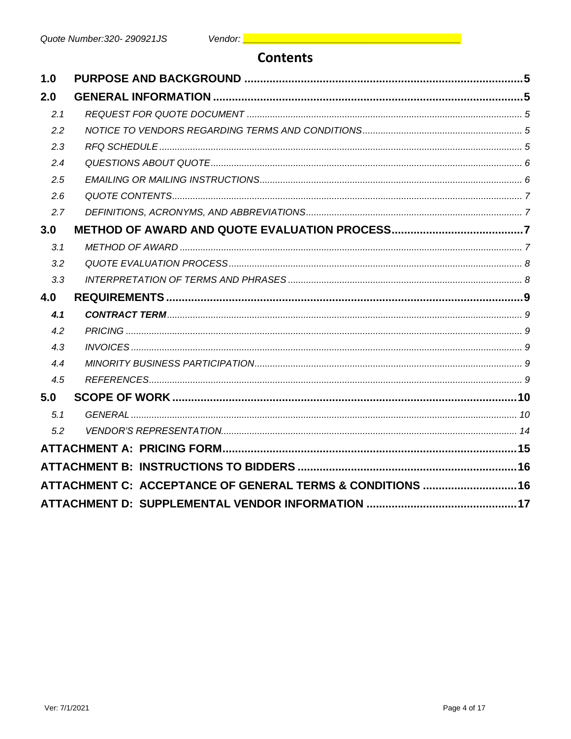# Contents

| | | |
|---|---|---|
| **1.0** | **PURPOSE AND BACKGROUND** | **5** |
| **2.0** | **GENERAL INFORMATION** | **5** |
| *2.1* | *REQUEST FOR QUOTE DOCUMENT* | *5* |
| *2.2* | *NOTICE TO VENDORS REGARDING TERMS AND CONDITIONS* | *5* |
| *2.3* | *RFQ SCHEDULE* | *5* |
| *2.4* | *QUESTIONS ABOUT QUOTE* | *6* |
| *2.5* | *EMAILING OR MAILING INSTRUCTIONS* | *6* |
| *2.6* | *QUOTE CONTENTS* | *7* |
| *2.7* | *DEFINITIONS, ACRONYMS, AND ABBREVIATIONS* | *7* |
| **3.0** | **METHOD OF AWARD AND QUOTE EVALUATION PROCESS** | **7** |
| *3.1* | *METHOD OF AWARD* | *7* |
| *3.2* | *QUOTE EVALUATION PROCESS* | *8* |
| *3.3* | *INTERPRETATION OF TERMS AND PHRASES* | *8* |
| **4.0** | **REQUIREMENTS** | **9** |
| ***4.1*** | ***CONTRACT TERM*** | *9* |
| *4.2* | *PRICING* | *9* |
| *4.3* | *INVOICES* | *9* |
| *4.4* | *MINORITY BUSINESS PARTICIPATION* | *9* |
| *4.5* | *REFERENCES* | *9* |
| **5.0** | **SCOPE OF WORK** | **10** |
| *5.1* | *GENERAL* | *10* |
| *5.2* | *VENDOR'S REPRESENTATION* | *14* |
| **ATTACHMENT A: PRICING FORM** | | **15** |
| **ATTACHMENT B: INSTRUCTIONS TO BIDDERS** | | **16** |
| **ATTACHMENT C: ACCEPTANCE OF GENERAL TERMS & CONDITIONS** | | **16** |
| **ATTACHMENT D: SUPPLEMENTAL VENDOR INFORMATION** | | **17** |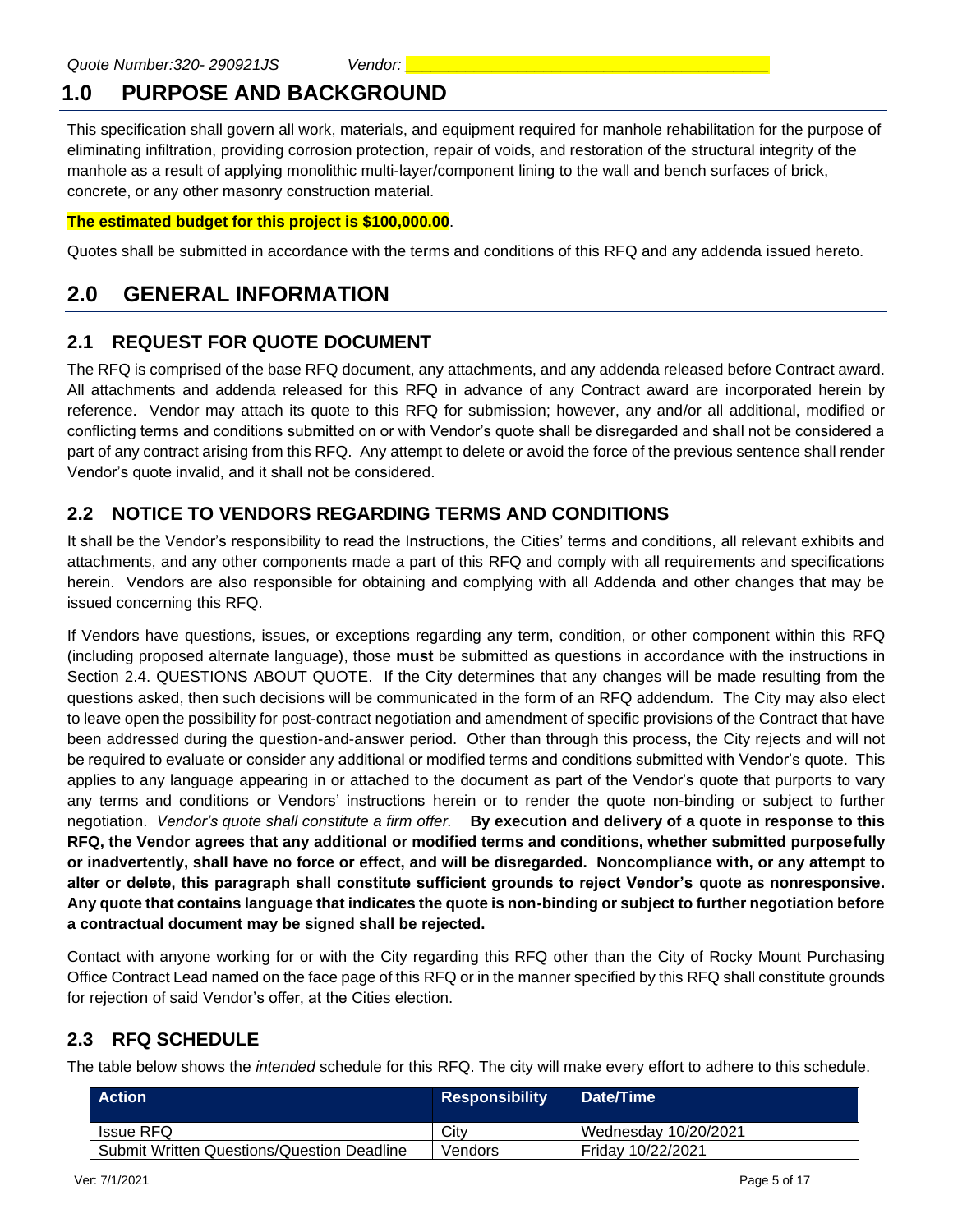# 1.0 PURPOSE AND BACKGROUND

This specification shall govern all work, materials, and equipment required for manhole rehabilitation for the purpose of eliminating infiltration, providing corrosion protection, repair of voids, and restoration of the structural integrity of the manhole as a result of applying monolithic multi-layer/component lining to the wall and bench surfaces of brick, concrete, or any other masonry construction material.

**The estimated budget for this project is $100,000.00**.

Quotes shall be submitted in accordance with the terms and conditions of this RFQ and any addenda issued hereto.

# 2.0 GENERAL INFORMATION

## 2.1 REQUEST FOR QUOTE DOCUMENT

The RFQ is comprised of the base RFQ document, any attachments, and any addenda released before Contract award. All attachments and addenda released for this RFQ in advance of any Contract award are incorporated herein by reference. Vendor may attach its quote to this RFQ for submission; however, any and/or all additional, modified or conflicting terms and conditions submitted on or with Vendor's quote shall be disregarded and shall not be considered a part of any contract arising from this RFQ. Any attempt to delete or avoid the force of the previous sentence shall render Vendor's quote invalid, and it shall not be considered.

## 2.2 NOTICE TO VENDORS REGARDING TERMS AND CONDITIONS

It shall be the Vendor's responsibility to read the Instructions, the Cities' terms and conditions, all relevant exhibits and attachments, and any other components made a part of this RFQ and comply with all requirements and specifications herein. Vendors are also responsible for obtaining and complying with all Addenda and other changes that may be issued concerning this RFQ.

If Vendors have questions, issues, or exceptions regarding any term, condition, or other component within this RFQ (including proposed alternate language), those **must** be submitted as questions in accordance with the instructions in Section 2.4. QUESTIONS ABOUT QUOTE. If the City determines that any changes will be made resulting from the questions asked, then such decisions will be communicated in the form of an RFQ addendum. The City may also elect to leave open the possibility for post-contract negotiation and amendment of specific provisions of the Contract that have been addressed during the question-and-answer period. Other than through this process, the City rejects and will not be required to evaluate or consider any additional or modified terms and conditions submitted with Vendor's quote. This applies to any language appearing in or attached to the document as part of the Vendor's quote that purports to vary any terms and conditions or Vendors' instructions herein or to render the quote non-binding or subject to further negotiation. *Vendor's quote shall constitute a firm offer.* **By execution and delivery of a quote in response to this RFQ, the Vendor agrees that any additional or modified terms and conditions, whether submitted purposefully or inadvertently, shall have no force or effect, and will be disregarded. Noncompliance with, or any attempt to alter or delete, this paragraph shall constitute sufficient grounds to reject Vendor's quote as nonresponsive. Any quote that contains language that indicates the quote is non-binding or subject to further negotiation before a contractual document may be signed shall be rejected.**

Contact with anyone working for or with the City regarding this RFQ other than the City of Rocky Mount Purchasing Office Contract Lead named on the face page of this RFQ or in the manner specified by this RFQ shall constitute grounds for rejection of said Vendor's offer, at the Cities election.

## 2.3 RFQ SCHEDULE

The table below shows the *intended* schedule for this RFQ. The city will make every effort to adhere to this schedule.

| Action | Responsibility | Date/Time |
|---|---|---|
| Issue RFQ | City | Wednesday 10/20/2021 |
| Submit Written Questions/Question Deadline | Vendors | Friday 10/22/2021 |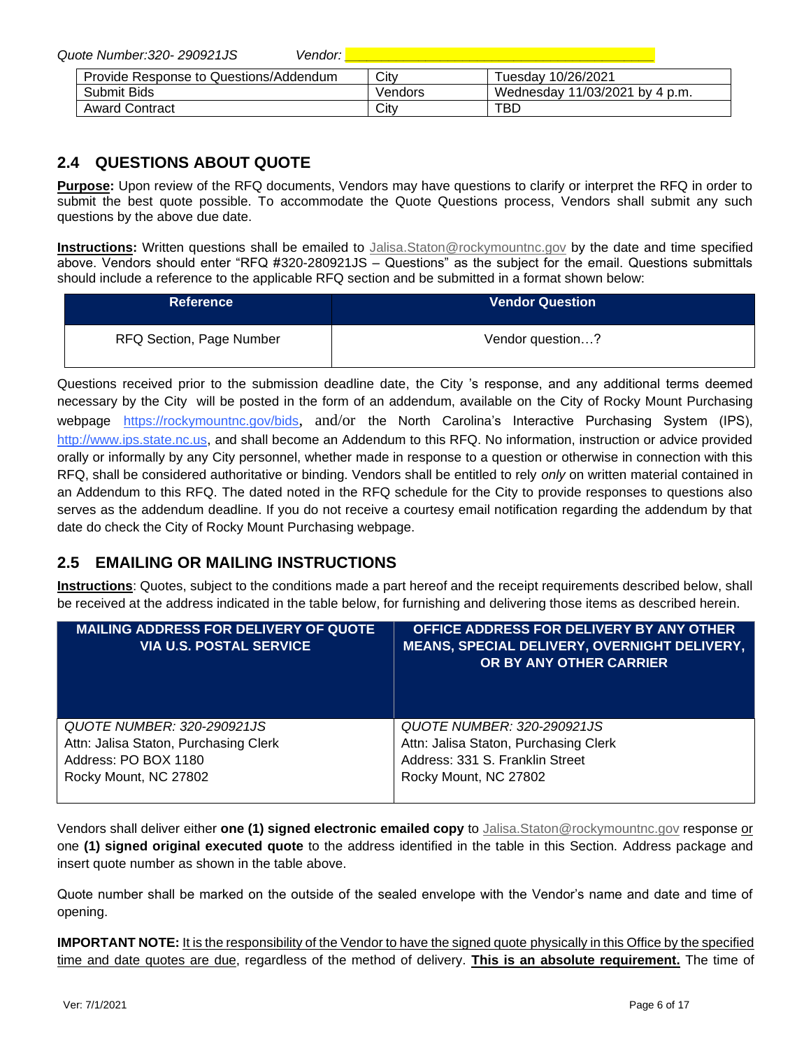Quote Number:320- 290921JS Vendor: ___________________________________

| Provide Response to Questions/Addendum | City | Tuesday 10/26/2021 |
|---|---|---|
| Submit Bids | Vendors | Wednesday 11/03/2021 by 4 p.m. |
| Award Contract | City | TBD |

## 2.4 QUESTIONS ABOUT QUOTE

**Purpose:** Upon review of the RFQ documents, Vendors may have questions to clarify or interpret the RFQ in order to submit the best quote possible. To accommodate the Quote Questions process, Vendors shall submit any such questions by the above due date.

**Instructions:** Written questions shall be emailed to Jalisa.Staton@rockymountnc.gov by the date and time specified above. Vendors should enter "RFQ #320-280921JS – Questions" as the subject for the email. Questions submittals should include a reference to the applicable RFQ section and be submitted in a format shown below:

| Reference | Vendor Question |
|---|---|
| RFQ Section, Page Number | Vendor question…? |

Questions received prior to the submission deadline date, the City 's response, and any additional terms deemed necessary by the City will be posted in the form of an addendum, available on the City of Rocky Mount Purchasing webpage https://rockymountnc.gov/bids, and/or the North Carolina's Interactive Purchasing System (IPS), http://www.ips.state.nc.us, and shall become an Addendum to this RFQ. No information, instruction or advice provided orally or informally by any City personnel, whether made in response to a question or otherwise in connection with this RFQ, shall be considered authoritative or binding. Vendors shall be entitled to rely *only* on written material contained in an Addendum to this RFQ. The dated noted in the RFQ schedule for the City to provide responses to questions also serves as the addendum deadline. If you do not receive a courtesy email notification regarding the addendum by that date do check the City of Rocky Mount Purchasing webpage.

## 2.5 EMAILING OR MAILING INSTRUCTIONS

**Instructions**: Quotes, subject to the conditions made a part hereof and the receipt requirements described below, shall be received at the address indicated in the table below, for furnishing and delivering those items as described herein.

| MAILING ADDRESS FOR DELIVERY OF QUOTE VIA U.S. POSTAL SERVICE | OFFICE ADDRESS FOR DELIVERY BY ANY OTHER MEANS, SPECIAL DELIVERY, OVERNIGHT DELIVERY, OR BY ANY OTHER CARRIER |
|---|---|
| *QUOTE NUMBER: 320-290921JS*<br>Attn: Jalisa Staton, Purchasing Clerk<br>Address: PO BOX 1180<br>Rocky Mount, NC 27802 | *QUOTE NUMBER: 320-290921JS*<br>Attn: Jalisa Staton, Purchasing Clerk<br>Address: 331 S. Franklin Street<br>Rocky Mount, NC 27802 |

Vendors shall deliver either **one (1) signed electronic emailed copy** to Jalisa.Staton@rockymountnc.gov response or one **(1) signed original executed quote** to the address identified in the table in this Section. Address package and insert quote number as shown in the table above.

Quote number shall be marked on the outside of the sealed envelope with the Vendor's name and date and time of opening.

**IMPORTANT NOTE:** It is the responsibility of the Vendor to have the signed quote physically in this Office by the specified time and date quotes are due, regardless of the method of delivery. **This is an absolute requirement.** The time of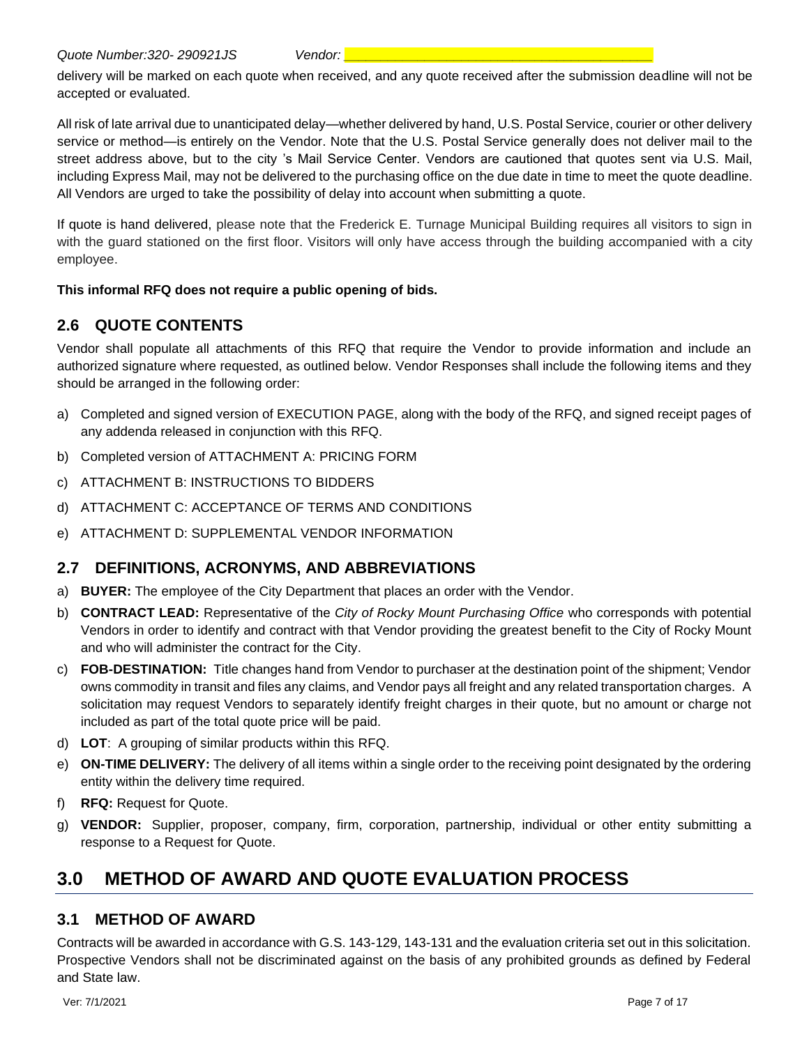delivery will be marked on each quote when received, and any quote received after the submission deadline will not be accepted or evaluated.

All risk of late arrival due to unanticipated delay—whether delivered by hand, U.S. Postal Service, courier or other delivery service or method—is entirely on the Vendor. Note that the U.S. Postal Service generally does not deliver mail to the street address above, but to the city 's Mail Service Center. Vendors are cautioned that quotes sent via U.S. Mail, including Express Mail, may not be delivered to the purchasing office on the due date in time to meet the quote deadline. All Vendors are urged to take the possibility of delay into account when submitting a quote.

If quote is hand delivered, please note that the Frederick E. Turnage Municipal Building requires all visitors to sign in with the guard stationed on the first floor. Visitors will only have access through the building accompanied with a city employee.

**This informal RFQ does not require a public opening of bids.**

## 2.6 QUOTE CONTENTS

Vendor shall populate all attachments of this RFQ that require the Vendor to provide information and include an authorized signature where requested, as outlined below. Vendor Responses shall include the following items and they should be arranged in the following order:

a) Completed and signed version of EXECUTION PAGE, along with the body of the RFQ, and signed receipt pages of any addenda released in conjunction with this RFQ.
b) Completed version of ATTACHMENT A: PRICING FORM
c) ATTACHMENT B: INSTRUCTIONS TO BIDDERS
d) ATTACHMENT C: ACCEPTANCE OF TERMS AND CONDITIONS
e) ATTACHMENT D: SUPPLEMENTAL VENDOR INFORMATION

## 2.7 DEFINITIONS, ACRONYMS, AND ABBREVIATIONS

a) **BUYER:** The employee of the City Department that places an order with the Vendor.
b) **CONTRACT LEAD:** Representative of the *City of Rocky Mount Purchasing Office* who corresponds with potential Vendors in order to identify and contract with that Vendor providing the greatest benefit to the City of Rocky Mount and who will administer the contract for the City.
c) **FOB-DESTINATION:** Title changes hand from Vendor to purchaser at the destination point of the shipment; Vendor owns commodity in transit and files any claims, and Vendor pays all freight and any related transportation charges. A solicitation may request Vendors to separately identify freight charges in their quote, but no amount or charge not included as part of the total quote price will be paid.
d) **LOT**: A grouping of similar products within this RFQ.
e) **ON-TIME DELIVERY:** The delivery of all items within a single order to the receiving point designated by the ordering entity within the delivery time required.
f) **RFQ:** Request for Quote.
g) **VENDOR:** Supplier, proposer, company, firm, corporation, partnership, individual or other entity submitting a response to a Request for Quote.

# 3.0 METHOD OF AWARD AND QUOTE EVALUATION PROCESS

## 3.1 METHOD OF AWARD

Contracts will be awarded in accordance with G.S. 143-129, 143-131 and the evaluation criteria set out in this solicitation. Prospective Vendors shall not be discriminated against on the basis of any prohibited grounds as defined by Federal and State law.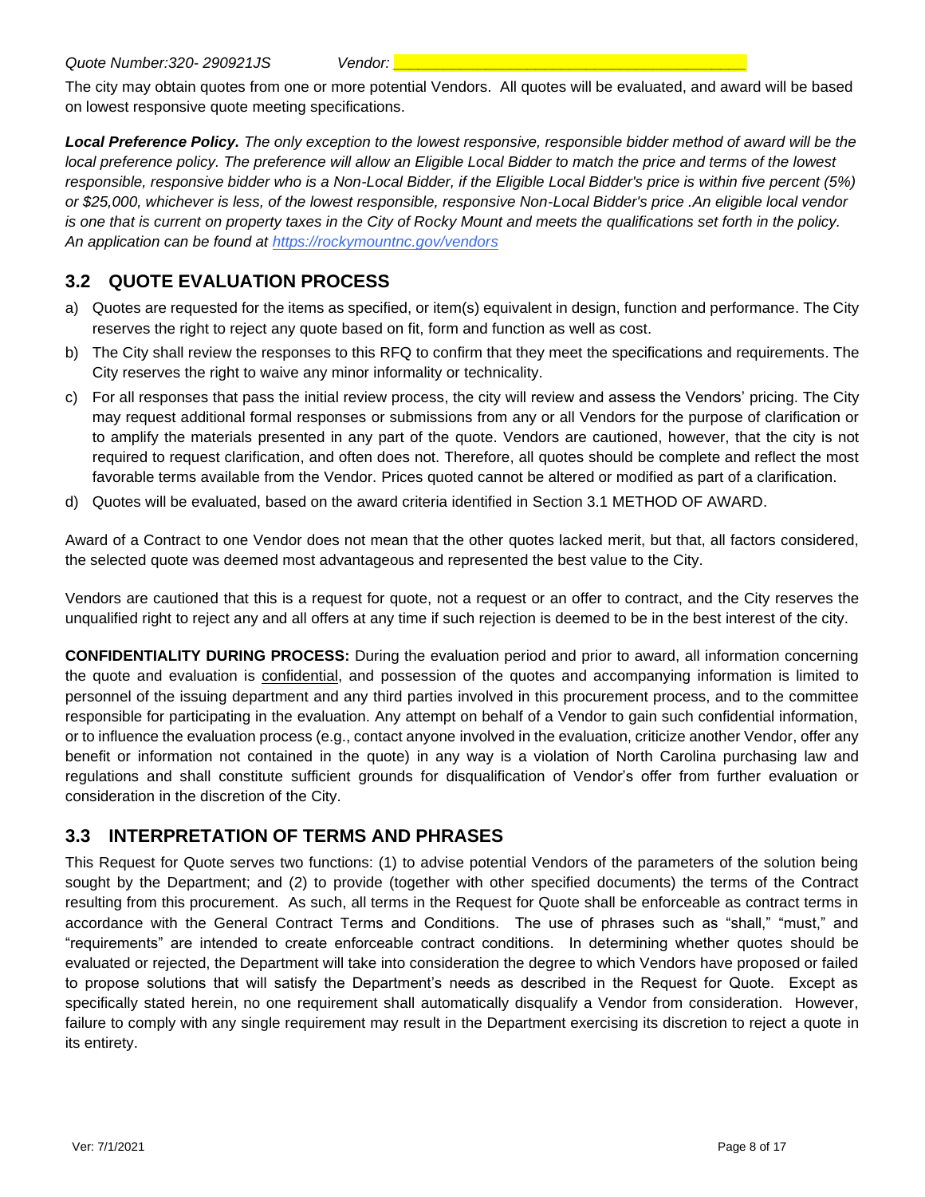*Quote Number:320- 290921JS* *Vendor: \_\_\_\_\_\_\_\_\_\_\_\_\_\_\_\_\_\_\_\_\_\_\_\_\_\_\_\_\_\_\_\_\_\_\_\_\_\_\_\_*

The city may obtain quotes from one or more potential Vendors. All quotes will be evaluated, and award will be based on lowest responsive quote meeting specifications.

***Local Preference Policy.*** *The only exception to the lowest responsive, responsible bidder method of award will be the local preference policy. The preference will allow an Eligible Local Bidder to match the price and terms of the lowest responsible, responsive bidder who is a Non-Local Bidder, if the Eligible Local Bidder's price is within five percent (5%) or $25,000, whichever is less, of the lowest responsible, responsive Non-Local Bidder's price .An eligible local vendor is one that is current on property taxes in the City of Rocky Mount and meets the qualifications set forth in the policy. An application can be found at [https://rockymountnc.gov/vendors](https://rockymountnc.gov/vendors)*

## 3.2 QUOTE EVALUATION PROCESS

a) Quotes are requested for the items as specified, or item(s) equivalent in design, function and performance. The City reserves the right to reject any quote based on fit, form and function as well as cost.

b) The City shall review the responses to this RFQ to confirm that they meet the specifications and requirements. The City reserves the right to waive any minor informality or technicality.

c) For all responses that pass the initial review process, the city will review and assess the Vendors' pricing. The City may request additional formal responses or submissions from any or all Vendors for the purpose of clarification or to amplify the materials presented in any part of the quote. Vendors are cautioned, however, that the city is not required to request clarification, and often does not. Therefore, all quotes should be complete and reflect the most favorable terms available from the Vendor. Prices quoted cannot be altered or modified as part of a clarification.

d) Quotes will be evaluated, based on the award criteria identified in Section 3.1 METHOD OF AWARD.

Award of a Contract to one Vendor does not mean that the other quotes lacked merit, but that, all factors considered, the selected quote was deemed most advantageous and represented the best value to the City.

Vendors are cautioned that this is a request for quote, not a request or an offer to contract, and the City reserves the unqualified right to reject any and all offers at any time if such rejection is deemed to be in the best interest of the city.

**CONFIDENTIALITY DURING PROCESS:** During the evaluation period and prior to award, all information concerning the quote and evaluation is confidential, and possession of the quotes and accompanying information is limited to personnel of the issuing department and any third parties involved in this procurement process, and to the committee responsible for participating in the evaluation. Any attempt on behalf of a Vendor to gain such confidential information, or to influence the evaluation process (e.g., contact anyone involved in the evaluation, criticize another Vendor, offer any benefit or information not contained in the quote) in any way is a violation of North Carolina purchasing law and regulations and shall constitute sufficient grounds for disqualification of Vendor's offer from further evaluation or consideration in the discretion of the City.

## 3.3 INTERPRETATION OF TERMS AND PHRASES

This Request for Quote serves two functions: (1) to advise potential Vendors of the parameters of the solution being sought by the Department; and (2) to provide (together with other specified documents) the terms of the Contract resulting from this procurement. As such, all terms in the Request for Quote shall be enforceable as contract terms in accordance with the General Contract Terms and Conditions. The use of phrases such as "shall," "must," and "requirements" are intended to create enforceable contract conditions. In determining whether quotes should be evaluated or rejected, the Department will take into consideration the degree to which Vendors have proposed or failed to propose solutions that will satisfy the Department's needs as described in the Request for Quote. Except as specifically stated herein, no one requirement shall automatically disqualify a Vendor from consideration. However, failure to comply with any single requirement may result in the Department exercising its discretion to reject a quote in its entirety.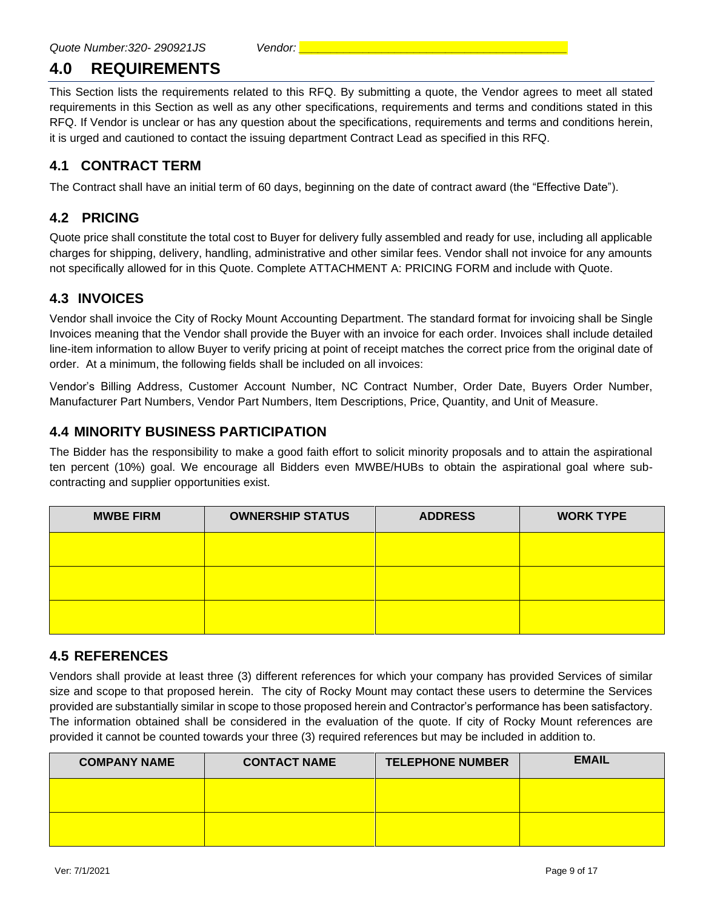## 4.0 REQUIREMENTS

This Section lists the requirements related to this RFQ. By submitting a quote, the Vendor agrees to meet all stated requirements in this Section as well as any other specifications, requirements and terms and conditions stated in this RFQ. If Vendor is unclear or has any question about the specifications, requirements and terms and conditions herein, it is urged and cautioned to contact the issuing department Contract Lead as specified in this RFQ.

### 4.1 CONTRACT TERM

The Contract shall have an initial term of 60 days, beginning on the date of contract award (the "Effective Date").

### 4.2 PRICING

Quote price shall constitute the total cost to Buyer for delivery fully assembled and ready for use, including all applicable charges for shipping, delivery, handling, administrative and other similar fees. Vendor shall not invoice for any amounts not specifically allowed for in this Quote. Complete ATTACHMENT A: PRICING FORM and include with Quote.

### 4.3 INVOICES

Vendor shall invoice the City of Rocky Mount Accounting Department. The standard format for invoicing shall be Single Invoices meaning that the Vendor shall provide the Buyer with an invoice for each order. Invoices shall include detailed line-item information to allow Buyer to verify pricing at point of receipt matches the correct price from the original date of order. At a minimum, the following fields shall be included on all invoices:

Vendor's Billing Address, Customer Account Number, NC Contract Number, Order Date, Buyers Order Number, Manufacturer Part Numbers, Vendor Part Numbers, Item Descriptions, Price, Quantity, and Unit of Measure.

### 4.4 MINORITY BUSINESS PARTICIPATION

The Bidder has the responsibility to make a good faith effort to solicit minority proposals and to attain the aspirational ten percent (10%) goal. We encourage all Bidders even MWBE/HUBs to obtain the aspirational goal where sub-contracting and supplier opportunities exist.

| MWBE FIRM | OWNERSHIP STATUS | ADDRESS | WORK TYPE |
|---|---|---|---|
| | | | |
| | | | |
| | | | |

### 4.5 REFERENCES

Vendors shall provide at least three (3) different references for which your company has provided Services of similar size and scope to that proposed herein. The city of Rocky Mount may contact these users to determine the Services provided are substantially similar in scope to those proposed herein and Contractor's performance has been satisfactory. The information obtained shall be considered in the evaluation of the quote. If city of Rocky Mount references are provided it cannot be counted towards your three (3) required references but may be included in addition to.

| COMPANY NAME | CONTACT NAME | TELEPHONE NUMBER | EMAIL |
|---|---|---|---|
| | | | |
| | | | |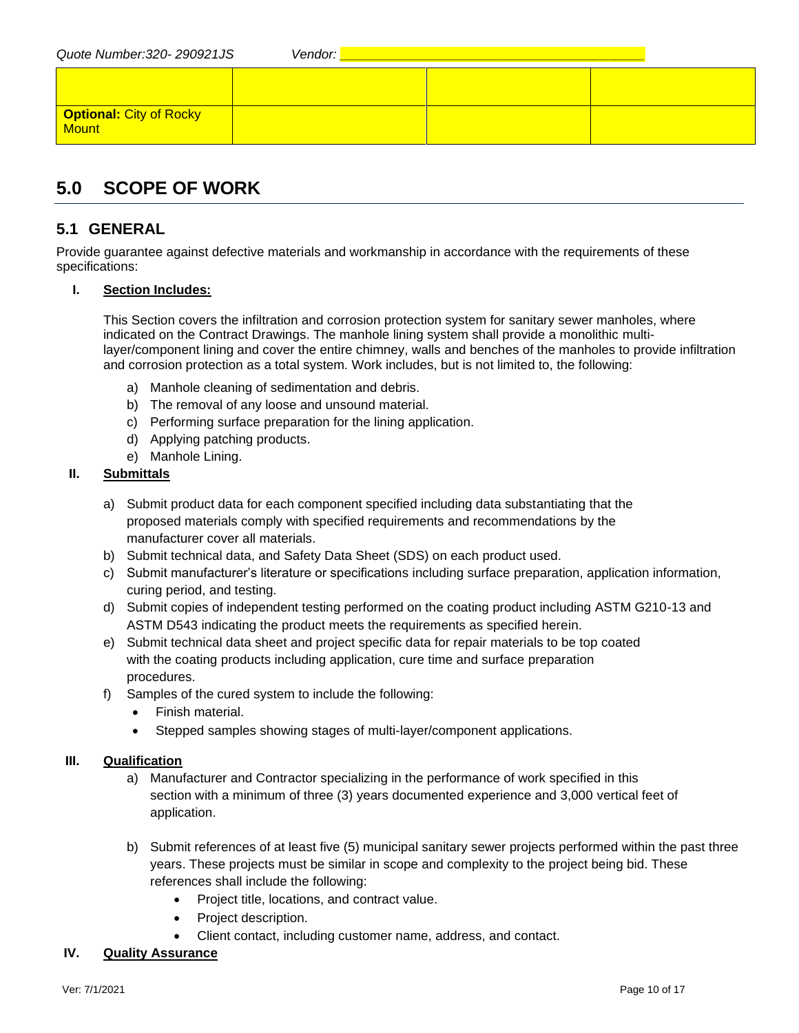| | | | |
|---|---|---|---|
| | | | |
| **Optional:** City of Rocky Mount | | | |

## 5.0 SCOPE OF WORK

### 5.1 GENERAL

Provide guarantee against defective materials and workmanship in accordance with the requirements of these specifications:

**I. Section Includes:**

This Section covers the infiltration and corrosion protection system for sanitary sewer manholes, where indicated on the Contract Drawings. The manhole lining system shall provide a monolithic multi-layer/component lining and cover the entire chimney, walls and benches of the manholes to provide infiltration and corrosion protection as a total system. Work includes, but is not limited to, the following:

a) Manhole cleaning of sedimentation and debris.
b) The removal of any loose and unsound material.
c) Performing surface preparation for the lining application.
d) Applying patching products.
e) Manhole Lining.

**II. Submittals**

a) Submit product data for each component specified including data substantiating that the proposed materials comply with specified requirements and recommendations by the manufacturer cover all materials.
b) Submit technical data, and Safety Data Sheet (SDS) on each product used.
c) Submit manufacturer's literature or specifications including surface preparation, application information, curing period, and testing.
d) Submit copies of independent testing performed on the coating product including ASTM G210-13 and ASTM D543 indicating the product meets the requirements as specified herein.
e) Submit technical data sheet and project specific data for repair materials to be top coated with the coating products including application, cure time and surface preparation procedures.
f) Samples of the cured system to include the following:
   - Finish material.
   - Stepped samples showing stages of multi-layer/component applications.

**III. Qualification**

a) Manufacturer and Contractor specializing in the performance of work specified in this section with a minimum of three (3) years documented experience and 3,000 vertical feet of application.

b) Submit references of at least five (5) municipal sanitary sewer projects performed within the past three years. These projects must be similar in scope and complexity to the project being bid. These references shall include the following:
   - Project title, locations, and contract value.
   - Project description.
   - Client contact, including customer name, address, and contact.

**IV. Quality Assurance**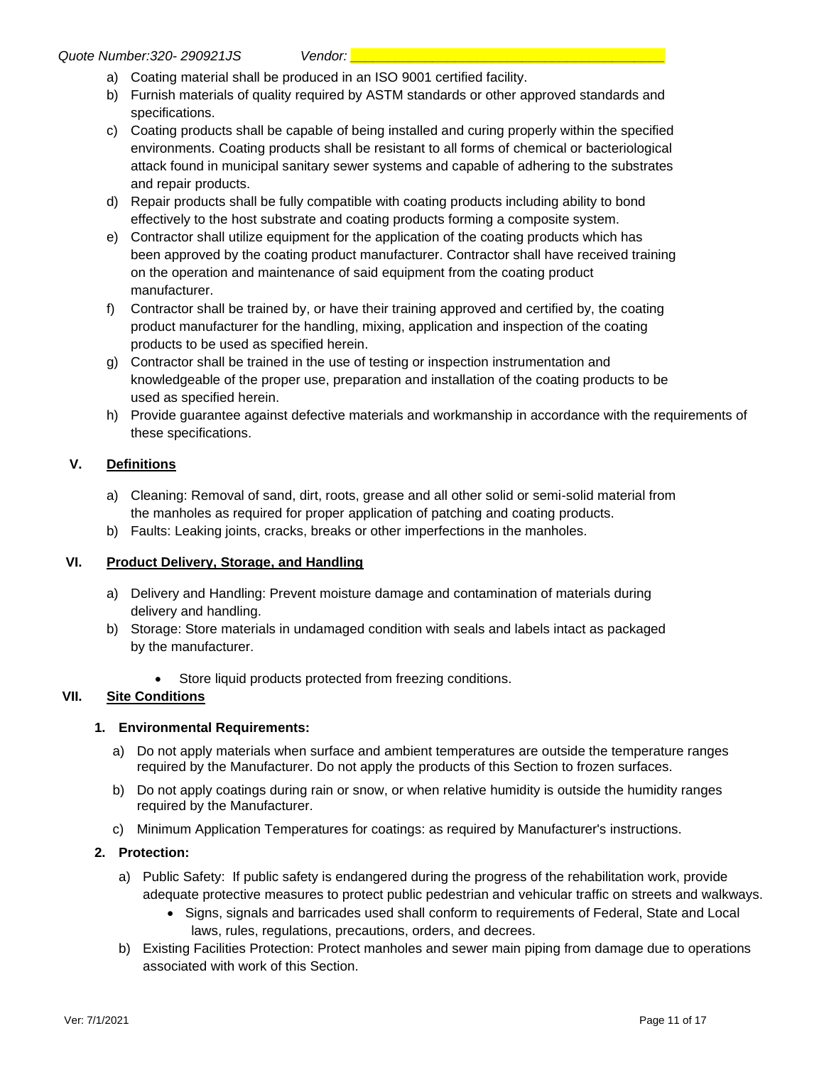a) Coating material shall be produced in an ISO 9001 certified facility.
b) Furnish materials of quality required by ASTM standards or other approved standards and specifications.
c) Coating products shall be capable of being installed and curing properly within the specified environments. Coating products shall be resistant to all forms of chemical or bacteriological attack found in municipal sanitary sewer systems and capable of adhering to the substrates and repair products.
d) Repair products shall be fully compatible with coating products including ability to bond effectively to the host substrate and coating products forming a composite system.
e) Contractor shall utilize equipment for the application of the coating products which has been approved by the coating product manufacturer. Contractor shall have received training on the operation and maintenance of said equipment from the coating product manufacturer.
f) Contractor shall be trained by, or have their training approved and certified by, the coating product manufacturer for the handling, mixing, application and inspection of the coating products to be used as specified herein.
g) Contractor shall be trained in the use of testing or inspection instrumentation and knowledgeable of the proper use, preparation and installation of the coating products to be used as specified herein.
h) Provide guarantee against defective materials and workmanship in accordance with the requirements of these specifications.

## V. Definitions

a) Cleaning: Removal of sand, dirt, roots, grease and all other solid or semi-solid material from the manholes as required for proper application of patching and coating products.
b) Faults: Leaking joints, cracks, breaks or other imperfections in the manholes.

## VI. Product Delivery, Storage, and Handling

a) Delivery and Handling: Prevent moisture damage and contamination of materials during delivery and handling.
b) Storage: Store materials in undamaged condition with seals and labels intact as packaged by the manufacturer.
   - Store liquid products protected from freezing conditions.

## VII. Site Conditions

### 1. Environmental Requirements:

a) Do not apply materials when surface and ambient temperatures are outside the temperature ranges required by the Manufacturer. Do not apply the products of this Section to frozen surfaces.
b) Do not apply coatings during rain or snow, or when relative humidity is outside the humidity ranges required by the Manufacturer.
c) Minimum Application Temperatures for coatings: as required by Manufacturer's instructions.

### 2. Protection:

a) Public Safety: If public safety is endangered during the progress of the rehabilitation work, provide adequate protective measures to protect public pedestrian and vehicular traffic on streets and walkways.
   - Signs, signals and barricades used shall conform to requirements of Federal, State and Local laws, rules, regulations, precautions, orders, and decrees.
b) Existing Facilities Protection: Protect manholes and sewer main piping from damage due to operations associated with work of this Section.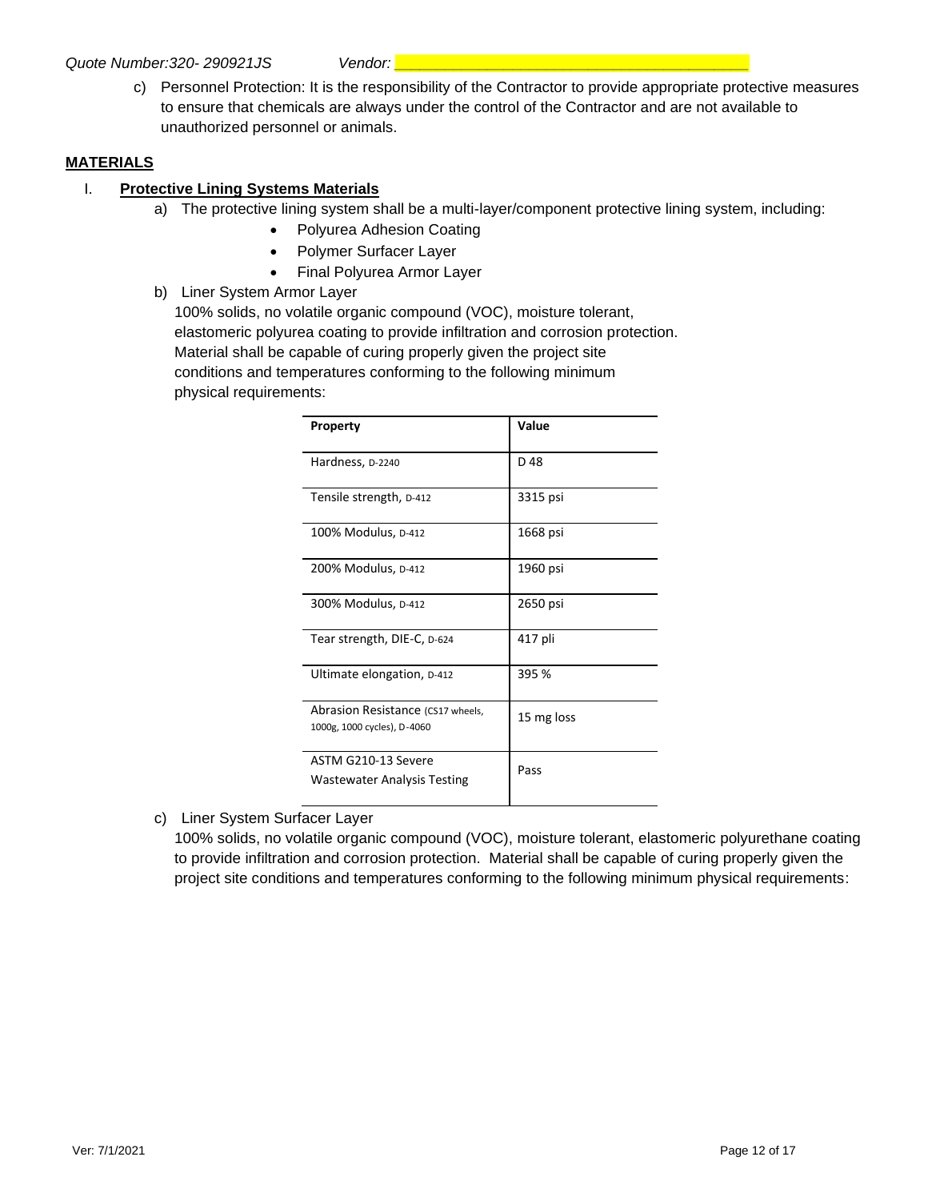c) Personnel Protection: It is the responsibility of the Contractor to provide appropriate protective measures to ensure that chemicals are always under the control of the Contractor and are not available to unauthorized personnel or animals.

## **MATERIALS**

### I. **Protective Lining Systems Materials**

a) The protective lining system shall be a multi-layer/component protective lining system, including:

- Polyurea Adhesion Coating
- Polymer Surfacer Layer
- Final Polyurea Armor Layer

b) Liner System Armor Layer

100% solids, no volatile organic compound (VOC), moisture tolerant, elastomeric polyurea coating to provide infiltration and corrosion protection. Material shall be capable of curing properly given the project site conditions and temperatures conforming to the following minimum physical requirements:

| Property | Value |
| --- | --- |
| Hardness, D-2240 | D 48 |
| Tensile strength, D-412 | 3315 psi |
| 100% Modulus, D-412 | 1668 psi |
| 200% Modulus, D-412 | 1960 psi |
| 300% Modulus, D-412 | 2650 psi |
| Tear strength, DIE-C, D-624 | 417 pli |
| Ultimate elongation, D-412 | 395 % |
| Abrasion Resistance (CS17 wheels, 1000g, 1000 cycles), D-4060 | 15 mg loss |
| ASTM G210-13 Severe Wastewater Analysis Testing | Pass |

c) Liner System Surfacer Layer

100% solids, no volatile organic compound (VOC), moisture tolerant, elastomeric polyurethane coating to provide infiltration and corrosion protection. Material shall be capable of curing properly given the project site conditions and temperatures conforming to the following minimum physical requirements: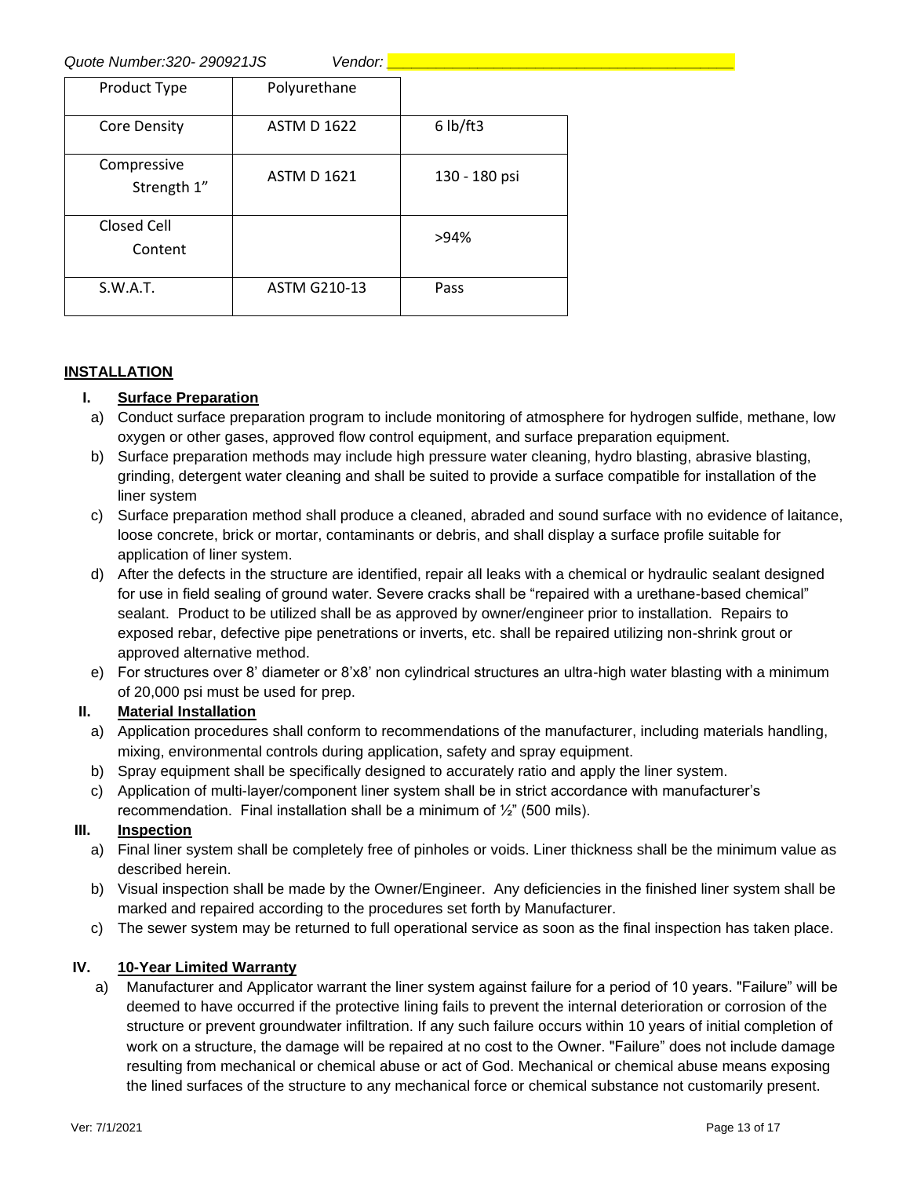*Quote Number:320- 290921JS* *Vendor: ______________________________________*

| Product Type | Polyurethane | |
|---|---|---|
| Core Density | ASTM D 1622 | 6 lb/ft3 |
| Compressive Strength 1" | ASTM D 1621 | 130 - 180 psi |
| Closed Cell Content | | >94% |
| S.W.A.T. | ASTM G210-13 | Pass |

## INSTALLATION

### I. Surface Preparation

a) Conduct surface preparation program to include monitoring of atmosphere for hydrogen sulfide, methane, low oxygen or other gases, approved flow control equipment, and surface preparation equipment.

b) Surface preparation methods may include high pressure water cleaning, hydro blasting, abrasive blasting, grinding, detergent water cleaning and shall be suited to provide a surface compatible for installation of the liner system

c) Surface preparation method shall produce a cleaned, abraded and sound surface with no evidence of laitance, loose concrete, brick or mortar, contaminants or debris, and shall display a surface profile suitable for application of liner system.

d) After the defects in the structure are identified, repair all leaks with a chemical or hydraulic sealant designed for use in field sealing of ground water. Severe cracks shall be "repaired with a urethane-based chemical" sealant. Product to be utilized shall be as approved by owner/engineer prior to installation. Repairs to exposed rebar, defective pipe penetrations or inverts, etc. shall be repaired utilizing non-shrink grout or approved alternative method.

e) For structures over 8' diameter or 8'x8' non cylindrical structures an ultra-high water blasting with a minimum of 20,000 psi must be used for prep.

### II. Material Installation

a) Application procedures shall conform to recommendations of the manufacturer, including materials handling, mixing, environmental controls during application, safety and spray equipment.

b) Spray equipment shall be specifically designed to accurately ratio and apply the liner system.

c) Application of multi-layer/component liner system shall be in strict accordance with manufacturer's recommendation. Final installation shall be a minimum of ½" (500 mils).

### III. Inspection

a) Final liner system shall be completely free of pinholes or voids. Liner thickness shall be the minimum value as described herein.

b) Visual inspection shall be made by the Owner/Engineer. Any deficiencies in the finished liner system shall be marked and repaired according to the procedures set forth by Manufacturer.

c) The sewer system may be returned to full operational service as soon as the final inspection has taken place.

### IV. 10-Year Limited Warranty

a) Manufacturer and Applicator warrant the liner system against failure for a period of 10 years. "Failure" will be deemed to have occurred if the protective lining fails to prevent the internal deterioration or corrosion of the structure or prevent groundwater infiltration. If any such failure occurs within 10 years of initial completion of work on a structure, the damage will be repaired at no cost to the Owner. "Failure" does not include damage resulting from mechanical or chemical abuse or act of God. Mechanical or chemical abuse means exposing the lined surfaces of the structure to any mechanical force or chemical substance not customarily present.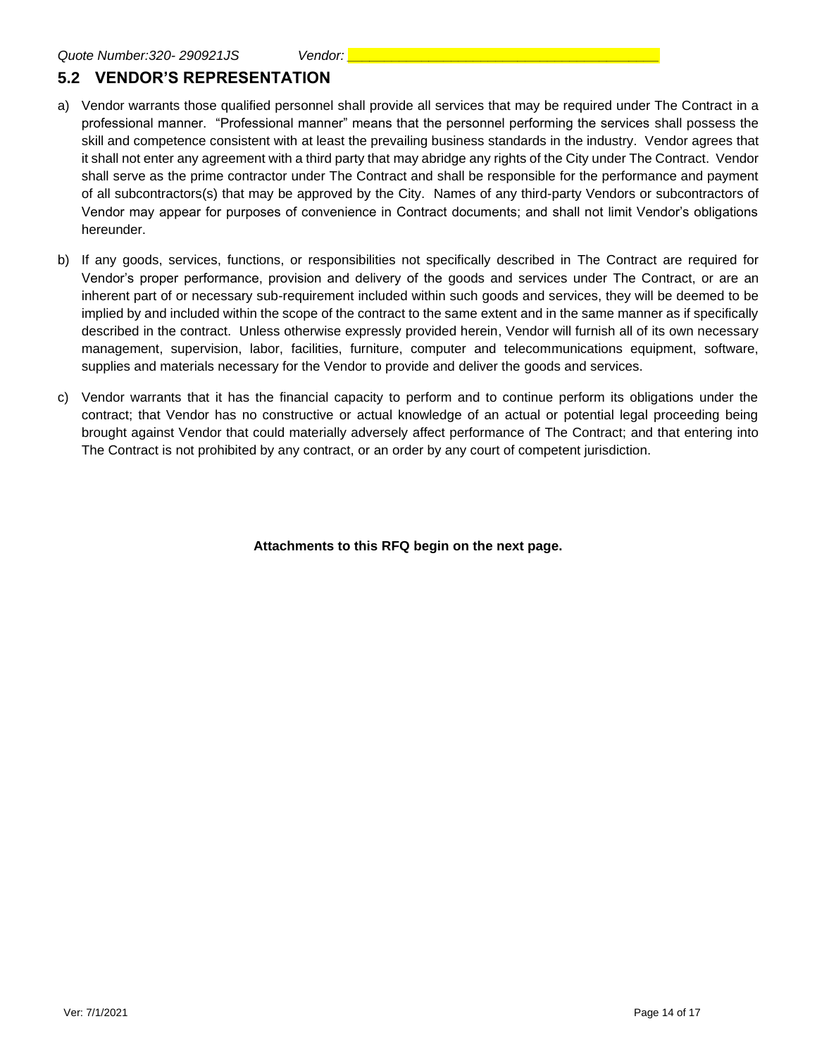## 5.2 VENDOR'S REPRESENTATION

a) Vendor warrants those qualified personnel shall provide all services that may be required under The Contract in a professional manner. "Professional manner" means that the personnel performing the services shall possess the skill and competence consistent with at least the prevailing business standards in the industry. Vendor agrees that it shall not enter any agreement with a third party that may abridge any rights of the City under The Contract. Vendor shall serve as the prime contractor under The Contract and shall be responsible for the performance and payment of all subcontractors(s) that may be approved by the City. Names of any third-party Vendors or subcontractors of Vendor may appear for purposes of convenience in Contract documents; and shall not limit Vendor's obligations hereunder.

b) If any goods, services, functions, or responsibilities not specifically described in The Contract are required for Vendor's proper performance, provision and delivery of the goods and services under The Contract, or are an inherent part of or necessary sub-requirement included within such goods and services, they will be deemed to be implied by and included within the scope of the contract to the same extent and in the same manner as if specifically described in the contract. Unless otherwise expressly provided herein, Vendor will furnish all of its own necessary management, supervision, labor, facilities, furniture, computer and telecommunications equipment, software, supplies and materials necessary for the Vendor to provide and deliver the goods and services.

c) Vendor warrants that it has the financial capacity to perform and to continue perform its obligations under the contract; that Vendor has no constructive or actual knowledge of an actual or potential legal proceeding being brought against Vendor that could materially adversely affect performance of The Contract; and that entering into The Contract is not prohibited by any contract, or an order by any court of competent jurisdiction.

**Attachments to this RFQ begin on the next page.**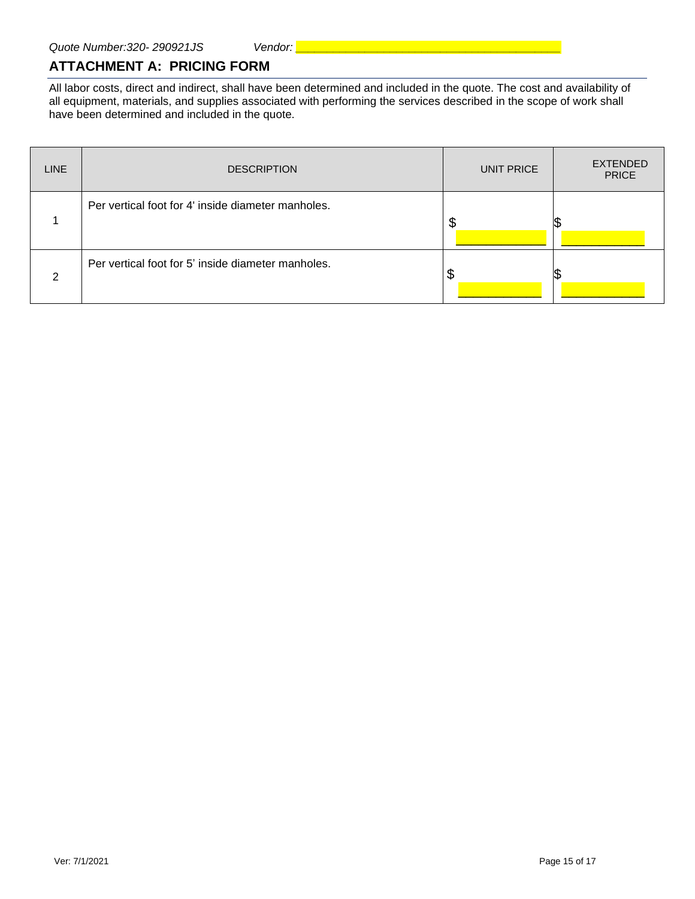*Quote Number:320- 290921JS* *Vendor: ___________________________________*

## ATTACHMENT A: PRICING FORM

All labor costs, direct and indirect, shall have been determined and included in the quote. The cost and availability of all equipment, materials, and supplies associated with performing the services described in the scope of work shall have been determined and included in the quote.

| LINE | DESCRIPTION | UNIT PRICE | EXTENDED PRICE |
|---|---|---|---|
| 1 | Per vertical foot for 4' inside diameter manholes. | $ ____________ | $ ____________ |
| 2 | Per vertical foot for 5' inside diameter manholes. | $ ____________ | $ ____________ |

Ver: 7/1/2021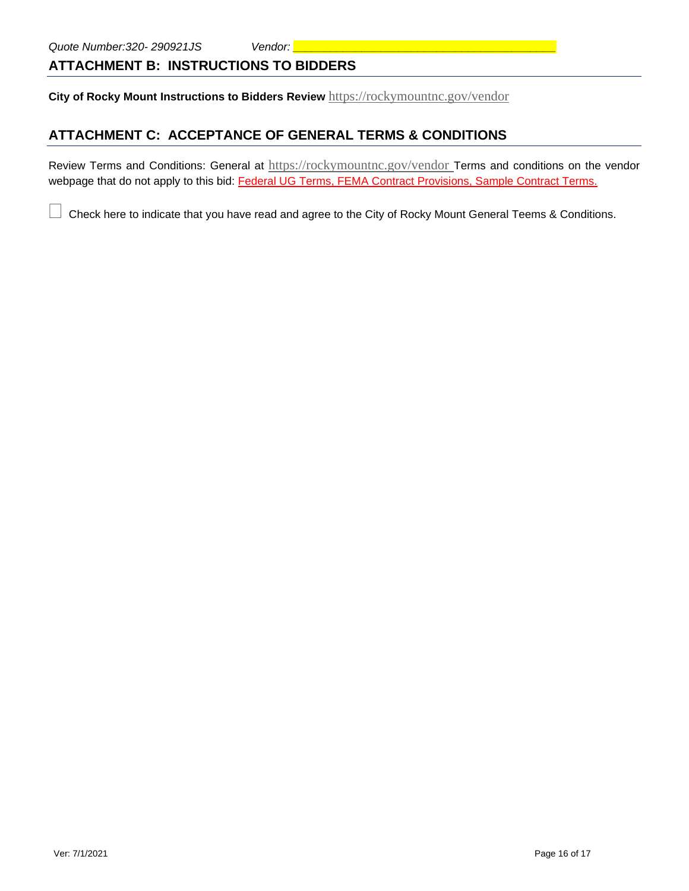*Quote Number:320- 290921JS* *Vendor: ______________________________________*

## ATTACHMENT B: INSTRUCTIONS TO BIDDERS

**City of Rocky Mount Instructions to Bidders Review** https://rockymountnc.gov/vendor

## ATTACHMENT C: ACCEPTANCE OF GENERAL TERMS & CONDITIONS

Review Terms and Conditions: General at https://rockymountnc.gov/vendor Terms and conditions on the vendor webpage that do not apply to this bid: Federal UG Terms, FEMA Contract Provisions, Sample Contract Terms.

☐ Check here to indicate that you have read and agree to the City of Rocky Mount General Teems & Conditions.

Ver: 7/1/2021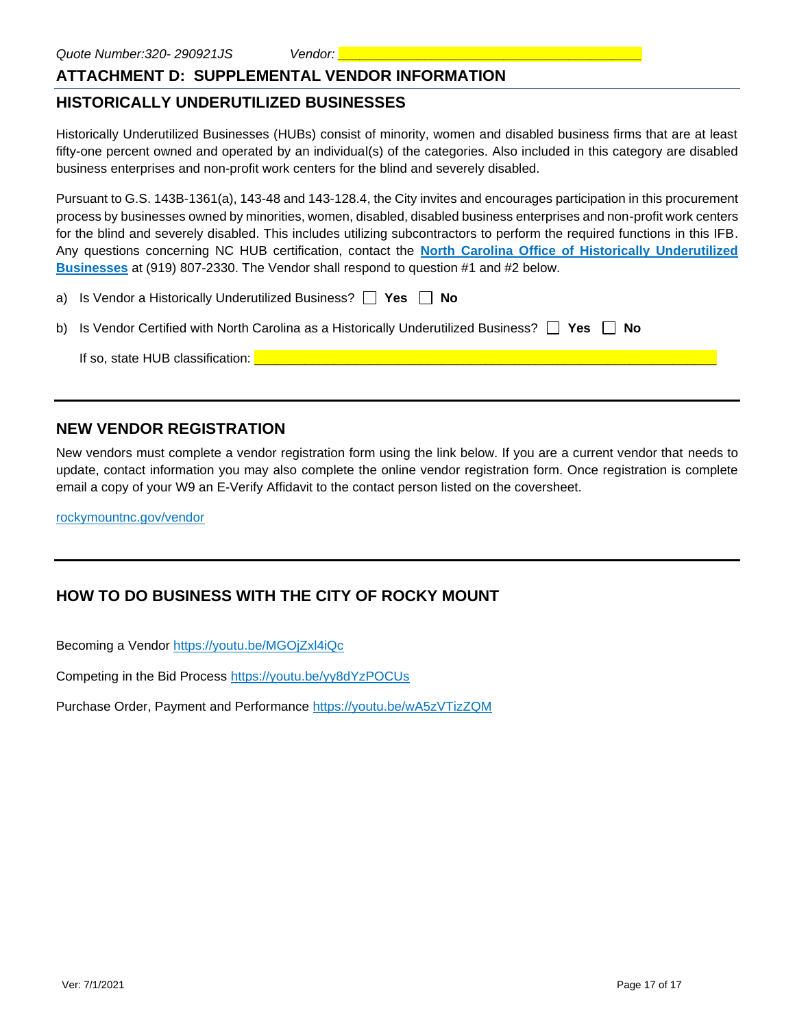*Quote Number:320- 290921JS* *Vendor:* ________________________________________

## ATTACHMENT D: SUPPLEMENTAL VENDOR INFORMATION

## HISTORICALLY UNDERUTILIZED BUSINESSES

Historically Underutilized Businesses (HUBs) consist of minority, women and disabled business firms that are at least fifty-one percent owned and operated by an individual(s) of the categories. Also included in this category are disabled business enterprises and non-profit work centers for the blind and severely disabled.

Pursuant to G.S. 143B-1361(a), 143-48 and 143-128.4, the City invites and encourages participation in this procurement process by businesses owned by minorities, women, disabled, disabled business enterprises and non-profit work centers for the blind and severely disabled. This includes utilizing subcontractors to perform the required functions in this IFB. Any questions concerning NC HUB certification, contact the **North Carolina Office of Historically Underutilized Businesses** at (919) 807-2330. The Vendor shall respond to question #1 and #2 below.

a) Is Vendor a Historically Underutilized Business? ☐ **Yes** ☐ **No**

b) Is Vendor Certified with North Carolina as a Historically Underutilized Business? ☐ **Yes** ☐ **No**

If so, state HUB classification: ____________________________________________________________

---

## NEW VENDOR REGISTRATION

New vendors must complete a vendor registration form using the link below. If you are a current vendor that needs to update, contact information you may also complete the online vendor registration form. Once registration is complete email a copy of your W9 an E-Verify Affidavit to the contact person listed on the coversheet.

rockymountnc.gov/vendor

---

## HOW TO DO BUSINESS WITH THE CITY OF ROCKY MOUNT

Becoming a Vendor https://youtu.be/MGOjZxl4iQc

Competing in the Bid Process https://youtu.be/yy8dYzPOCUs

Purchase Order, Payment and Performance https://youtu.be/wA5zVTizZQM

Ver: 7/1/2021